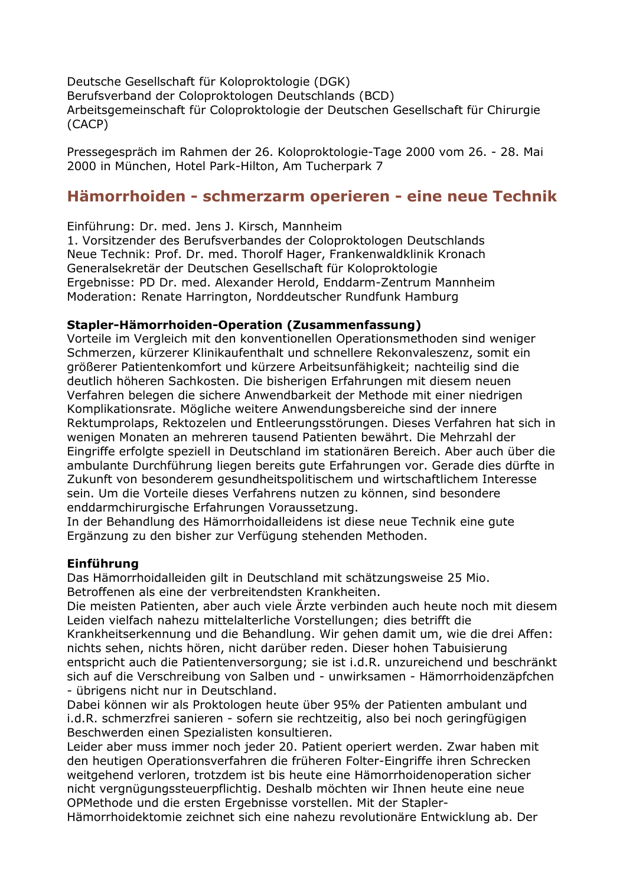Deutsche Gesellschaft für Koloproktologie (DGK)
Berufsverband der Coloproktologen Deutschlands (BCD)
Arbeitsgemeinschaft für Coloproktologie der Deutschen Gesellschaft für Chirurgie (CACP)

Pressegespräch im Rahmen der 26. Koloproktologie-Tage 2000 vom 26. - 28. Mai 2000 in München, Hotel Park-Hilton, Am Tucherpark 7

## Hämorrhoiden - schmerzarm operieren - eine neue Technik

Einführung: Dr. med. Jens J. Kirsch, Mannheim
1. Vorsitzender des Berufsverbandes der Coloproktologen Deutschlands
Neue Technik: Prof. Dr. med. Thorolf Hager, Frankenwaldklinik Kronach
Generalsekretär der Deutschen Gesellschaft für Koloproktologie
Ergebnisse: PD Dr. med. Alexander Herold, Enddarm-Zentrum Mannheim
Moderation: Renate Harrington, Norddeutscher Rundfunk Hamburg

**Stapler-Hämorrhoiden-Operation (Zusammenfassung)**
Vorteile im Vergleich mit den konventionellen Operationsmethoden sind weniger Schmerzen, kürzerer Klinikaufenthalt und schnellere Rekonvaleszenz, somit ein größerer Patientenkomfort und kürzere Arbeitsunfähigkeit; nachteilig sind die deutlich höheren Sachkosten. Die bisherigen Erfahrungen mit diesem neuen Verfahren belegen die sichere Anwendbarkeit der Methode mit einer niedrigen Komplikationsrate. Mögliche weitere Anwendungsbereiche sind der innere Rektumprolaps, Rektozelen und Entleerungsstörungen. Dieses Verfahren hat sich in wenigen Monaten an mehreren tausend Patienten bewährt. Die Mehrzahl der Eingriffe erfolgte speziell in Deutschland im stationären Bereich. Aber auch über die ambulante Durchführung liegen bereits gute Erfahrungen vor. Gerade dies dürfte in Zukunft von besonderem gesundheitspolitischem und wirtschaftlichem Interesse sein. Um die Vorteile dieses Verfahrens nutzen zu können, sind besondere enddarmchirurgische Erfahrungen Voraussetzung.
In der Behandlung des Hämorrhoidalleidens ist diese neue Technik eine gute Ergänzung zu den bisher zur Verfügung stehenden Methoden.

**Einführung**
Das Hämorrhoidalleiden gilt in Deutschland mit schätzungsweise 25 Mio. Betroffenen als eine der verbreitendsten Krankheiten.
Die meisten Patienten, aber auch viele Ärzte verbinden auch heute noch mit diesem Leiden vielfach nahezu mittelalterliche Vorstellungen; dies betrifft die Krankheitserkennung und die Behandlung. Wir gehen damit um, wie die drei Affen: nichts sehen, nichts hören, nicht darüber reden. Dieser hohen Tabuisierung entspricht auch die Patientenversorgung; sie ist i.d.R. unzureichend und beschränkt sich auf die Verschreibung von Salben und - unwirksamen - Hämorrhoidenzäpfchen - übrigens nicht nur in Deutschland.
Dabei können wir als Proktologen heute über 95% der Patienten ambulant und i.d.R. schmerzfrei sanieren - sofern sie rechtzeitig, also bei noch geringfügigen Beschwerden einen Spezialisten konsultieren.
Leider aber muss immer noch jeder 20. Patient operiert werden. Zwar haben mit den heutigen Operationsverfahren die früheren Folter-Eingriffe ihren Schrecken weitgehend verloren, trotzdem ist bis heute eine Hämorrhoidenoperation sicher nicht vergnügungssteuerpflichtig. Deshalb möchten wir Ihnen heute eine neue OPMethode und die ersten Ergebnisse vorstellen. Mit der Stapler-Hämorrhoidektomie zeichnet sich eine nahezu revolutionäre Entwicklung ab. Der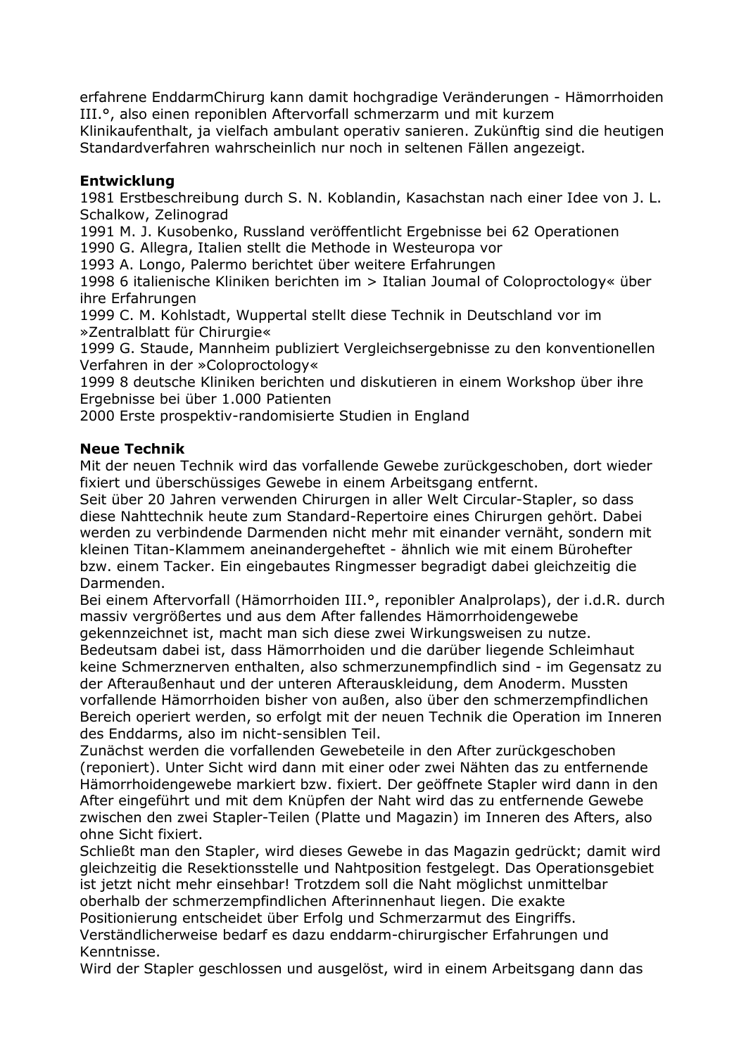erfahrene EnddarmChirurg kann damit hochgradige Veränderungen - Hämorrhoiden III.°, also einen reponiblen Aftervorfall schmerzarm und mit kurzem Klinikaufenthalt, ja vielfach ambulant operativ sanieren. Zukünftig sind die heutigen Standardverfahren wahrscheinlich nur noch in seltenen Fällen angezeigt.

**Entwicklung**

1981 Erstbeschreibung durch S. N. Koblandin, Kasachstan nach einer Idee von J. L. Schalkow, Zelinograd
1991 M. J. Kusobenko, Russland veröffentlicht Ergebnisse bei 62 Operationen
1990 G. Allegra, Italien stellt die Methode in Westeuropa vor
1993 A. Longo, Palermo berichtet über weitere Erfahrungen
1998 6 italienische Kliniken berichten im > Italian Joumal of Coloproctology« über ihre Erfahrungen
1999 C. M. Kohlstadt, Wuppertal stellt diese Technik in Deutschland vor im »Zentralblatt für Chirurgie«
1999 G. Staude, Mannheim publiziert Vergleichsergebnisse zu den konventionellen Verfahren in der »Coloproctology«
1999 8 deutsche Kliniken berichten und diskutieren in einem Workshop über ihre Ergebnisse bei über 1.000 Patienten
2000 Erste prospektiv-randomisierte Studien in England

**Neue Technik**

Mit der neuen Technik wird das vorfallende Gewebe zurückgeschoben, dort wieder fixiert und überschüssiges Gewebe in einem Arbeitsgang entfernt.
Seit über 20 Jahren verwenden Chirurgen in aller Welt Circular-Stapler, so dass diese Nahttechnik heute zum Standard-Repertoire eines Chirurgen gehört. Dabei werden zu verbindende Darmenden nicht mehr mit einander vernäht, sondern mit kleinen Titan-Klammem aneinandergeheftet - ähnlich wie mit einem Bürohefter bzw. einem Tacker. Ein eingebautes Ringmesser begradigt dabei gleichzeitig die Darmenden.
Bei einem Aftervorfall (Hämorrhoiden III.°, reponibler Analprolaps), der i.d.R. durch massiv vergrößertes und aus dem After fallendes Hämorrhoidengewebe gekennzeichnet ist, macht man sich diese zwei Wirkungsweisen zu nutze.
Bedeutsam dabei ist, dass Hämorrhoiden und die darüber liegende Schleimhaut keine Schmerznerven enthalten, also schmerzunempfindlich sind - im Gegensatz zu der Afteraußenhaut und der unteren Afterauskleidung, dem Anoderm. Mussten vorfallende Hämorrhoiden bisher von außen, also über den schmerzempfindlichen Bereich operiert werden, so erfolgt mit der neuen Technik die Operation im Inneren des Enddarms, also im nicht-sensiblen Teil.
Zunächst werden die vorfallenden Gewebeteile in den After zurückgeschoben (reponiert). Unter Sicht wird dann mit einer oder zwei Nähten das zu entfernende Hämorrhoidengewebe markiert bzw. fixiert. Der geöffnete Stapler wird dann in den After eingeführt und mit dem Knüpfen der Naht wird das zu entfernende Gewebe zwischen den zwei Stapler-Teilen (Platte und Magazin) im Inneren des Afters, also ohne Sicht fixiert.
Schließt man den Stapler, wird dieses Gewebe in das Magazin gedrückt; damit wird gleichzeitig die Resektionsstelle und Nahtposition festgelegt. Das Operationsgebiet ist jetzt nicht mehr einsehbar! Trotzdem soll die Naht möglichst unmittelbar oberhalb der schmerzempfindlichen Afterinnenhaut liegen. Die exakte Positionierung entscheidet über Erfolg und Schmerzarmut des Eingriffs.
Verständlicherweise bedarf es dazu enddarm-chirurgischer Erfahrungen und Kenntnisse.
Wird der Stapler geschlossen und ausgelöst, wird in einem Arbeitsgang dann das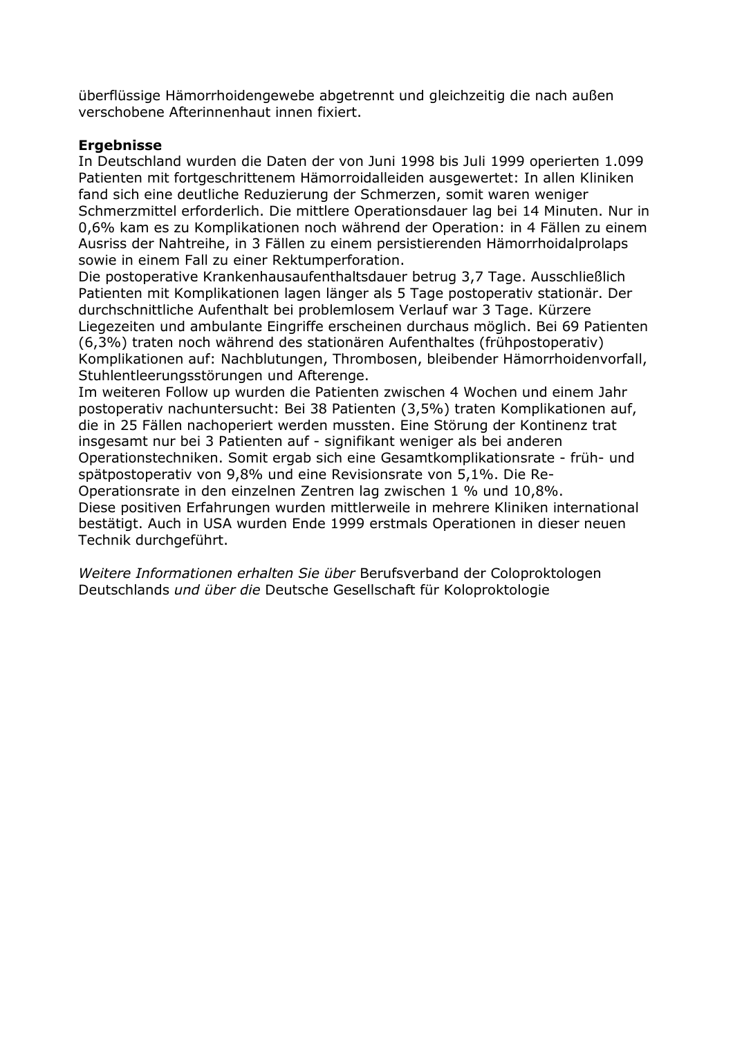überflüssige Hämorrhoidengewebe abgetrennt und gleichzeitig die nach außen verschobene Afterinnenhaut innen fixiert.

**Ergebnisse**

In Deutschland wurden die Daten der von Juni 1998 bis Juli 1999 operierten 1.099 Patienten mit fortgeschrittenem Hämorroidalleiden ausgewertet: In allen Kliniken fand sich eine deutliche Reduzierung der Schmerzen, somit waren weniger Schmerzmittel erforderlich. Die mittlere Operationsdauer lag bei 14 Minuten. Nur in 0,6% kam es zu Komplikationen noch während der Operation: in 4 Fällen zu einem Ausriss der Nahtreihe, in 3 Fällen zu einem persistierenden Hämorrhoidalprolaps sowie in einem Fall zu einer Rektumperforation.
Die postoperative Krankenhausaufenthaltsdauer betrug 3,7 Tage. Ausschließlich Patienten mit Komplikationen lagen länger als 5 Tage postoperativ stationär. Der durchschnittliche Aufenthalt bei problemlosem Verlauf war 3 Tage. Kürzere Liegezeiten und ambulante Eingriffe erscheinen durchaus möglich. Bei 69 Patienten (6,3%) traten noch während des stationären Aufenthaltes (frühpostoperativ) Komplikationen auf: Nachblutungen, Thrombosen, bleibender Hämorrhoidenvorfall, Stuhlentleerungsstörungen und Afterenge.
Im weiteren Follow up wurden die Patienten zwischen 4 Wochen und einem Jahr postoperativ nachuntersucht: Bei 38 Patienten (3,5%) traten Komplikationen auf, die in 25 Fällen nachoperiert werden mussten. Eine Störung der Kontinenz trat insgesamt nur bei 3 Patienten auf - signifikant weniger als bei anderen Operationstechniken. Somit ergab sich eine Gesamtkomplikationsrate - früh- und spätpostoperativ von 9,8% und eine Revisionsrate von 5,1%. Die Re-Operationsrate in den einzelnen Zentren lag zwischen 1 % und 10,8%.
Diese positiven Erfahrungen wurden mittlerweile in mehrere Kliniken international bestätigt. Auch in USA wurden Ende 1999 erstmals Operationen in dieser neuen Technik durchgeführt.

*Weitere Informationen erhalten Sie über* Berufsverband der Coloproktologen Deutschlands *und über die* Deutsche Gesellschaft für Koloproktologie